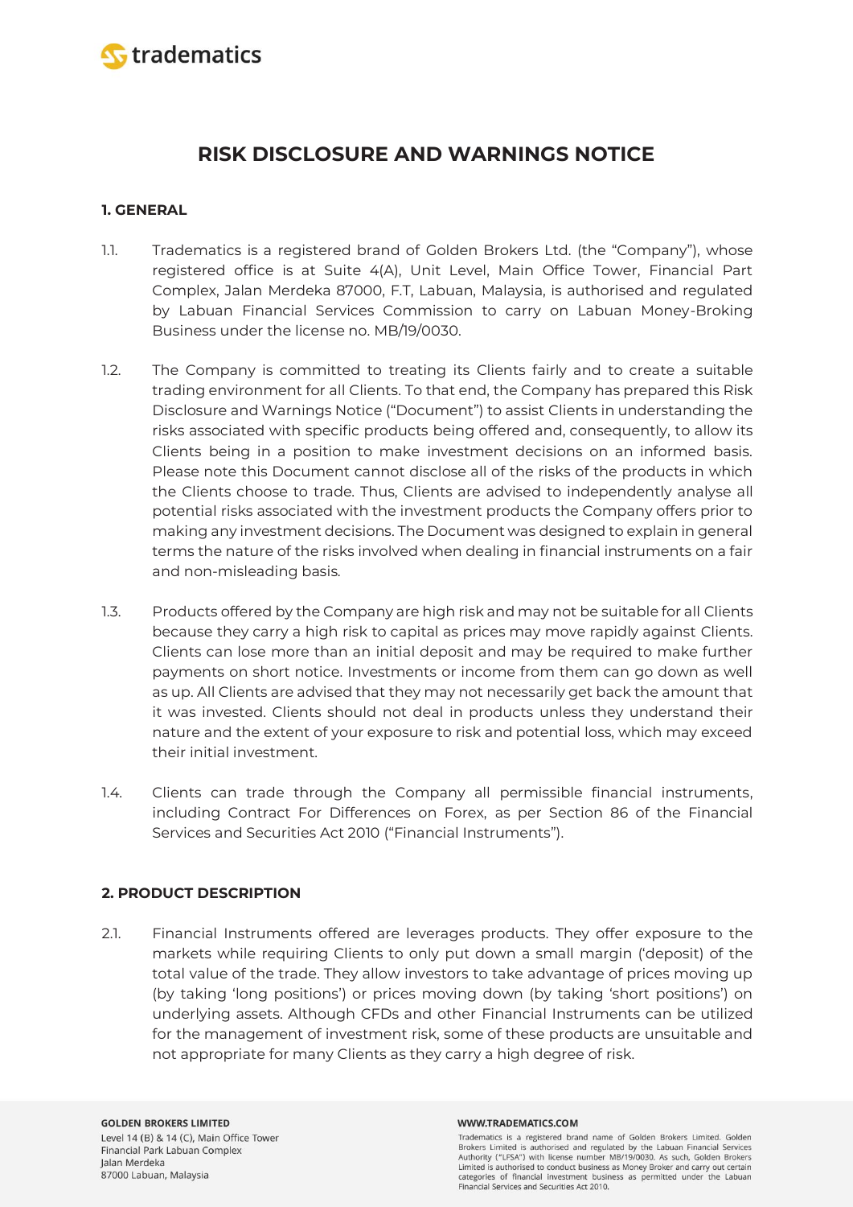# RISK DISCLOSURE AND WARNINGS NOTICE

## 1. GENERAL

1.1. Tradematics is a registered brand of Golden Brokers Ltd. (the "Company"), whose registered office is at Suite 4(A), Unit Level, Main Office Tower, Financial Part Complex, Jalan Merdeka 87000, F.T, Labuan, Malaysia, is authorised and regulated by Labuan Financial Services Commission to carry on Labuan Money-Broking Business under the license no. MB/19/0030.

1.2. The Company is committed to treating its Clients fairly and to create a suitable trading environment for all Clients. To that end, the Company has prepared this Risk Disclosure and Warnings Notice ("Document") to assist Clients in understanding the risks associated with specific products being offered and, consequently, to allow its Clients being in a position to make investment decisions on an informed basis. Please note this Document cannot disclose all of the risks of the products in which the Clients choose to trade. Thus, Clients are advised to independently analyse all potential risks associated with the investment products the Company offers prior to making any investment decisions. The Document was designed to explain in general terms the nature of the risks involved when dealing in financial instruments on a fair and non-misleading basis.

1.3. Products offered by the Company are high risk and may not be suitable for all Clients because they carry a high risk to capital as prices may move rapidly against Clients. Clients can lose more than an initial deposit and may be required to make further payments on short notice. Investments or income from them can go down as well as up. All Clients are advised that they may not necessarily get back the amount that it was invested. Clients should not deal in products unless they understand their nature and the extent of your exposure to risk and potential loss, which may exceed their initial investment.

1.4. Clients can trade through the Company all permissible financial instruments, including Contract For Differences on Forex, as per Section 86 of the Financial Services and Securities Act 2010 ("Financial Instruments").

## 2. PRODUCT DESCRIPTION

2.1. Financial Instruments offered are leverages products. They offer exposure to the markets while requiring Clients to only put down a small margin ('deposit) of the total value of the trade. They allow investors to take advantage of prices moving up (by taking 'long positions') or prices moving down (by taking 'short positions') on underlying assets. Although CFDs and other Financial Instruments can be utilized for the management of investment risk, some of these products are unsuitable and not appropriate for many Clients as they carry a high degree of risk.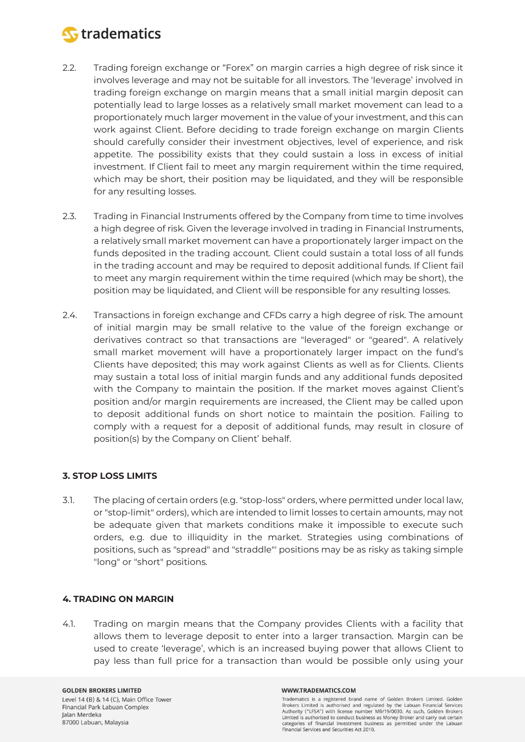2.2. Trading foreign exchange or "Forex" on margin carries a high degree of risk since it involves leverage and may not be suitable for all investors. The 'leverage' involved in trading foreign exchange on margin means that a small initial margin deposit can potentially lead to large losses as a relatively small market movement can lead to a proportionately much larger movement in the value of your investment, and this can work against Client. Before deciding to trade foreign exchange on margin Clients should carefully consider their investment objectives, level of experience, and risk appetite. The possibility exists that they could sustain a loss in excess of initial investment. If Client fail to meet any margin requirement within the time required, which may be short, their position may be liquidated, and they will be responsible for any resulting losses.

2.3. Trading in Financial Instruments offered by the Company from time to time involves a high degree of risk. Given the leverage involved in trading in Financial Instruments, a relatively small market movement can have a proportionately larger impact on the funds deposited in the trading account. Client could sustain a total loss of all funds in the trading account and may be required to deposit additional funds. If Client fail to meet any margin requirement within the time required (which may be short), the position may be liquidated, and Client will be responsible for any resulting losses.

2.4. Transactions in foreign exchange and CFDs carry a high degree of risk. The amount of initial margin may be small relative to the value of the foreign exchange or derivatives contract so that transactions are "leveraged" or "geared". A relatively small market movement will have a proportionately larger impact on the fund's Clients have deposited; this may work against Clients as well as for Clients. Clients may sustain a total loss of initial margin funds and any additional funds deposited with the Company to maintain the position. If the market moves against Client's position and/or margin requirements are increased, the Client may be called upon to deposit additional funds on short notice to maintain the position. Failing to comply with a request for a deposit of additional funds, may result in closure of position(s) by the Company on Client' behalf.

## 3. STOP LOSS LIMITS

3.1. The placing of certain orders (e.g. "stop-loss" orders, where permitted under local law, or "stop-limit" orders), which are intended to limit losses to certain amounts, may not be adequate given that markets conditions make it impossible to execute such orders, e.g. due to illiquidity in the market. Strategies using combinations of positions, such as "spread" and "straddle"' positions may be as risky as taking simple "long" or "short" positions.

## 4. TRADING ON MARGIN

4.1. Trading on margin means that the Company provides Clients with a facility that allows them to leverage deposit to enter into a larger transaction. Margin can be used to create 'leverage', which is an increased buying power that allows Client to pay less than full price for a transaction than would be possible only using your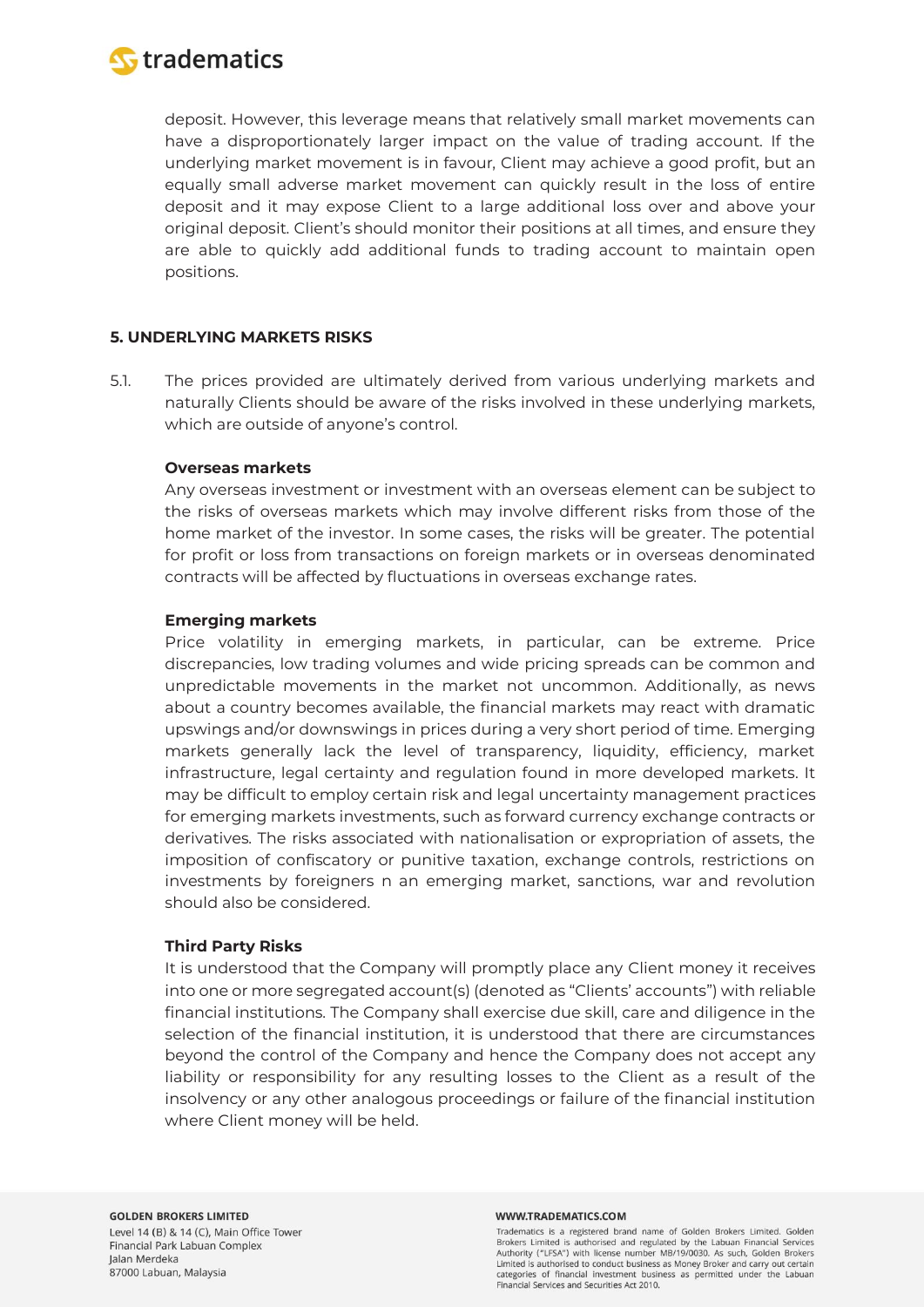deposit. However, this leverage means that relatively small market movements can have a disproportionately larger impact on the value of trading account. If the underlying market movement is in favour, Client may achieve a good profit, but an equally small adverse market movement can quickly result in the loss of entire deposit and it may expose Client to a large additional loss over and above your original deposit. Client's should monitor their positions at all times, and ensure they are able to quickly add additional funds to trading account to maintain open positions.

## 5. UNDERLYING MARKETS RISKS

5.1. The prices provided are ultimately derived from various underlying markets and naturally Clients should be aware of the risks involved in these underlying markets, which are outside of anyone's control.

**Overseas markets**

Any overseas investment or investment with an overseas element can be subject to the risks of overseas markets which may involve different risks from those of the home market of the investor. In some cases, the risks will be greater. The potential for profit or loss from transactions on foreign markets or in overseas denominated contracts will be affected by fluctuations in overseas exchange rates.

**Emerging markets**

Price volatility in emerging markets, in particular, can be extreme. Price discrepancies, low trading volumes and wide pricing spreads can be common and unpredictable movements in the market not uncommon. Additionally, as news about a country becomes available, the financial markets may react with dramatic upswings and/or downswings in prices during a very short period of time. Emerging markets generally lack the level of transparency, liquidity, efficiency, market infrastructure, legal certainty and regulation found in more developed markets. It may be difficult to employ certain risk and legal uncertainty management practices for emerging markets investments, such as forward currency exchange contracts or derivatives. The risks associated with nationalisation or expropriation of assets, the imposition of confiscatory or punitive taxation, exchange controls, restrictions on investments by foreigners n an emerging market, sanctions, war and revolution should also be considered.

**Third Party Risks**

It is understood that the Company will promptly place any Client money it receives into one or more segregated account(s) (denoted as "Clients' accounts") with reliable financial institutions. The Company shall exercise due skill, care and diligence in the selection of the financial institution, it is understood that there are circumstances beyond the control of the Company and hence the Company does not accept any liability or responsibility for any resulting losses to the Client as a result of the insolvency or any other analogous proceedings or failure of the financial institution where Client money will be held.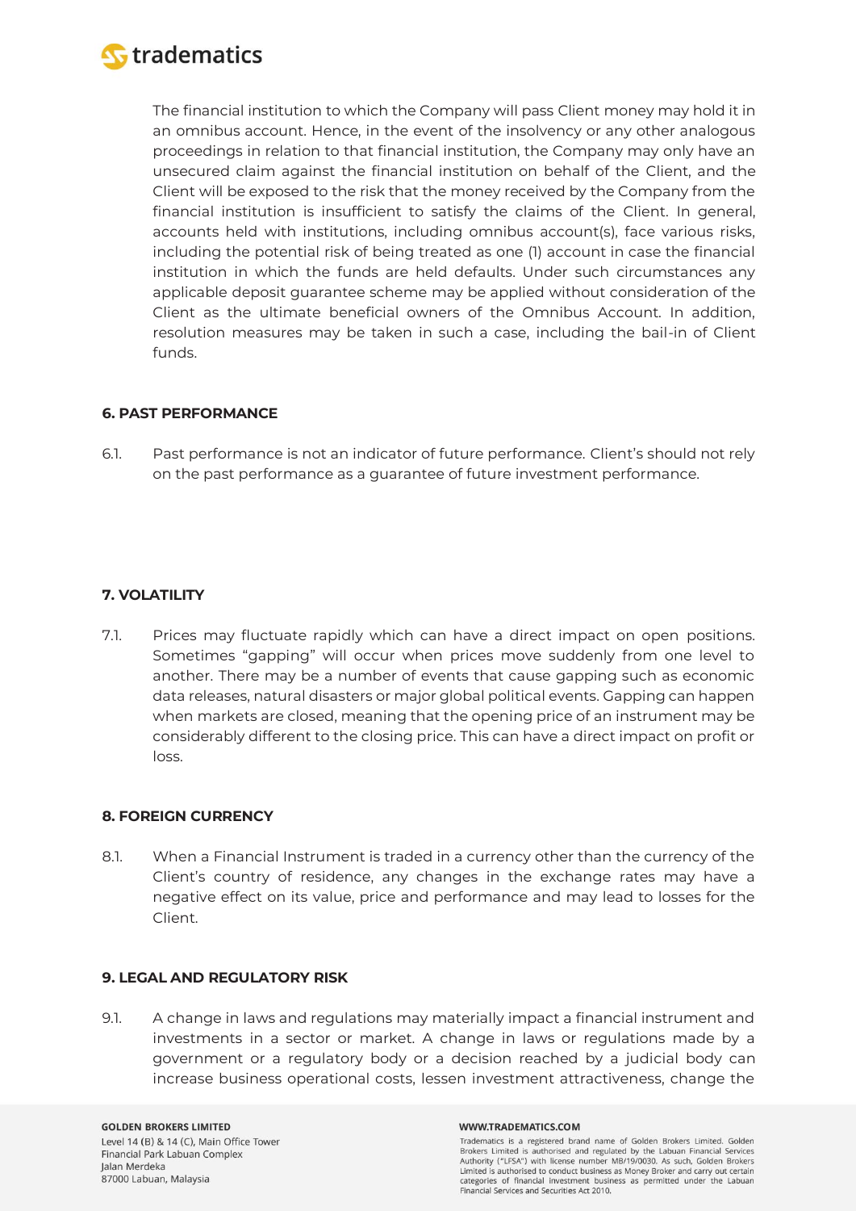The financial institution to which the Company will pass Client money may hold it in an omnibus account. Hence, in the event of the insolvency or any other analogous proceedings in relation to that financial institution, the Company may only have an unsecured claim against the financial institution on behalf of the Client, and the Client will be exposed to the risk that the money received by the Company from the financial institution is insufficient to satisfy the claims of the Client. In general, accounts held with institutions, including omnibus account(s), face various risks, including the potential risk of being treated as one (1) account in case the financial institution in which the funds are held defaults. Under such circumstances any applicable deposit guarantee scheme may be applied without consideration of the Client as the ultimate beneficial owners of the Omnibus Account. In addition, resolution measures may be taken in such a case, including the bail-in of Client funds.

#### 6. PAST PERFORMANCE

6.1. Past performance is not an indicator of future performance. Client's should not rely on the past performance as a guarantee of future investment performance.

#### 7. VOLATILITY

7.1. Prices may fluctuate rapidly which can have a direct impact on open positions. Sometimes "gapping" will occur when prices move suddenly from one level to another. There may be a number of events that cause gapping such as economic data releases, natural disasters or major global political events. Gapping can happen when markets are closed, meaning that the opening price of an instrument may be considerably different to the closing price. This can have a direct impact on profit or loss.

#### 8. FOREIGN CURRENCY

8.1. When a Financial Instrument is traded in a currency other than the currency of the Client's country of residence, any changes in the exchange rates may have a negative effect on its value, price and performance and may lead to losses for the Client.

#### 9. LEGAL AND REGULATORY RISK

9.1. A change in laws and regulations may materially impact a financial instrument and investments in a sector or market. A change in laws or regulations made by a government or a regulatory body or a decision reached by a judicial body can increase business operational costs, lessen investment attractiveness, change the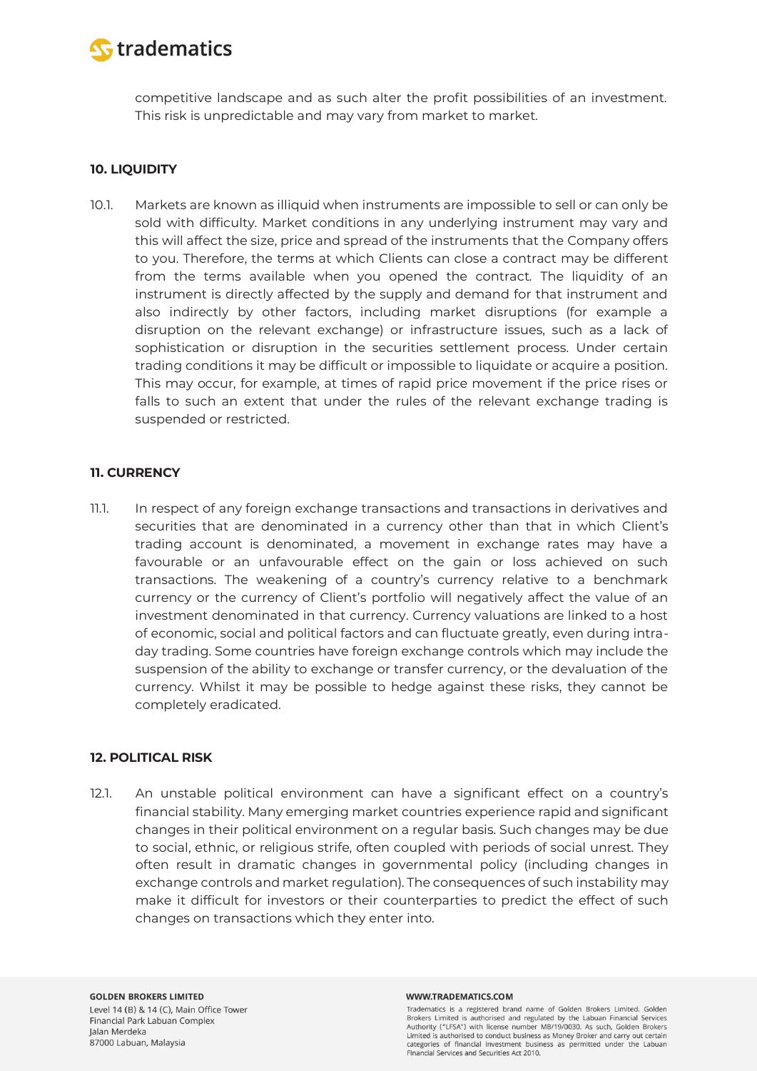competitive landscape and as such alter the profit possibilities of an investment. This risk is unpredictable and may vary from market to market.

## 10. LIQUIDITY

10.1. Markets are known as illiquid when instruments are impossible to sell or can only be sold with difficulty. Market conditions in any underlying instrument may vary and this will affect the size, price and spread of the instruments that the Company offers to you. Therefore, the terms at which Clients can close a contract may be different from the terms available when you opened the contract. The liquidity of an instrument is directly affected by the supply and demand for that instrument and also indirectly by other factors, including market disruptions (for example a disruption on the relevant exchange) or infrastructure issues, such as a lack of sophistication or disruption in the securities settlement process. Under certain trading conditions it may be difficult or impossible to liquidate or acquire a position. This may occur, for example, at times of rapid price movement if the price rises or falls to such an extent that under the rules of the relevant exchange trading is suspended or restricted.

## 11. CURRENCY

11.1. In respect of any foreign exchange transactions and transactions in derivatives and securities that are denominated in a currency other than that in which Client's trading account is denominated, a movement in exchange rates may have a favourable or an unfavourable effect on the gain or loss achieved on such transactions. The weakening of a country's currency relative to a benchmark currency or the currency of Client's portfolio will negatively affect the value of an investment denominated in that currency. Currency valuations are linked to a host of economic, social and political factors and can fluctuate greatly, even during intra-day trading. Some countries have foreign exchange controls which may include the suspension of the ability to exchange or transfer currency, or the devaluation of the currency. Whilst it may be possible to hedge against these risks, they cannot be completely eradicated.

## 12. POLITICAL RISK

12.1. An unstable political environment can have a significant effect on a country's financial stability. Many emerging market countries experience rapid and significant changes in their political environment on a regular basis. Such changes may be due to social, ethnic, or religious strife, often coupled with periods of social unrest. They often result in dramatic changes in governmental policy (including changes in exchange controls and market regulation). The consequences of such instability may make it difficult for investors or their counterparties to predict the effect of such changes on transactions which they enter into.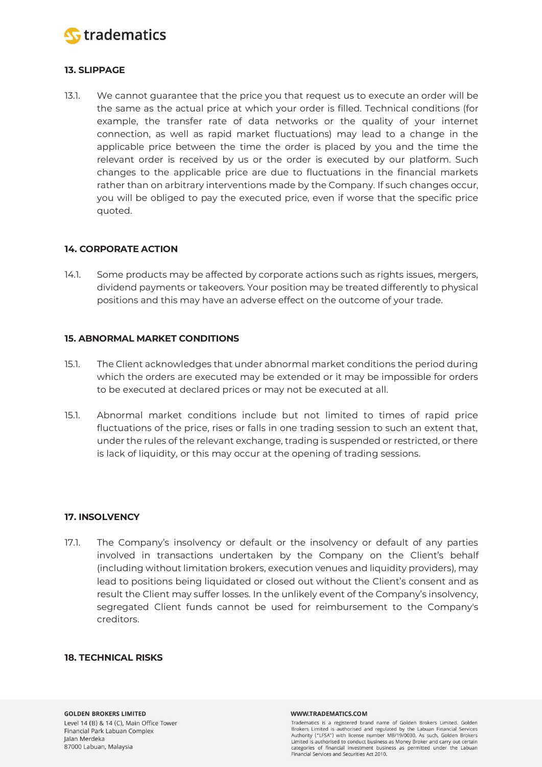## 13. SLIPPAGE

13.1. We cannot guarantee that the price you that request us to execute an order will be the same as the actual price at which your order is filled. Technical conditions (for example, the transfer rate of data networks or the quality of your internet connection, as well as rapid market fluctuations) may lead to a change in the applicable price between the time the order is placed by you and the time the relevant order is received by us or the order is executed by our platform. Such changes to the applicable price are due to fluctuations in the financial markets rather than on arbitrary interventions made by the Company. If such changes occur, you will be obliged to pay the executed price, even if worse that the specific price quoted.

## 14. CORPORATE ACTION

14.1. Some products may be affected by corporate actions such as rights issues, mergers, dividend payments or takeovers. Your position may be treated differently to physical positions and this may have an adverse effect on the outcome of your trade.

## 15. ABNORMAL MARKET CONDITIONS

15.1. The Client acknowledges that under abnormal market conditions the period during which the orders are executed may be extended or it may be impossible for orders to be executed at declared prices or may not be executed at all.

15.1. Abnormal market conditions include but not limited to times of rapid price fluctuations of the price, rises or falls in one trading session to such an extent that, under the rules of the relevant exchange, trading is suspended or restricted, or there is lack of liquidity, or this may occur at the opening of trading sessions.

## 17. INSOLVENCY

17.1. The Company's insolvency or default or the insolvency or default of any parties involved in transactions undertaken by the Company on the Client's behalf (including without limitation brokers, execution venues and liquidity providers), may lead to positions being liquidated or closed out without the Client's consent and as result the Client may suffer losses. In the unlikely event of the Company's insolvency, segregated Client funds cannot be used for reimbursement to the Company's creditors.

## 18. TECHNICAL RISKS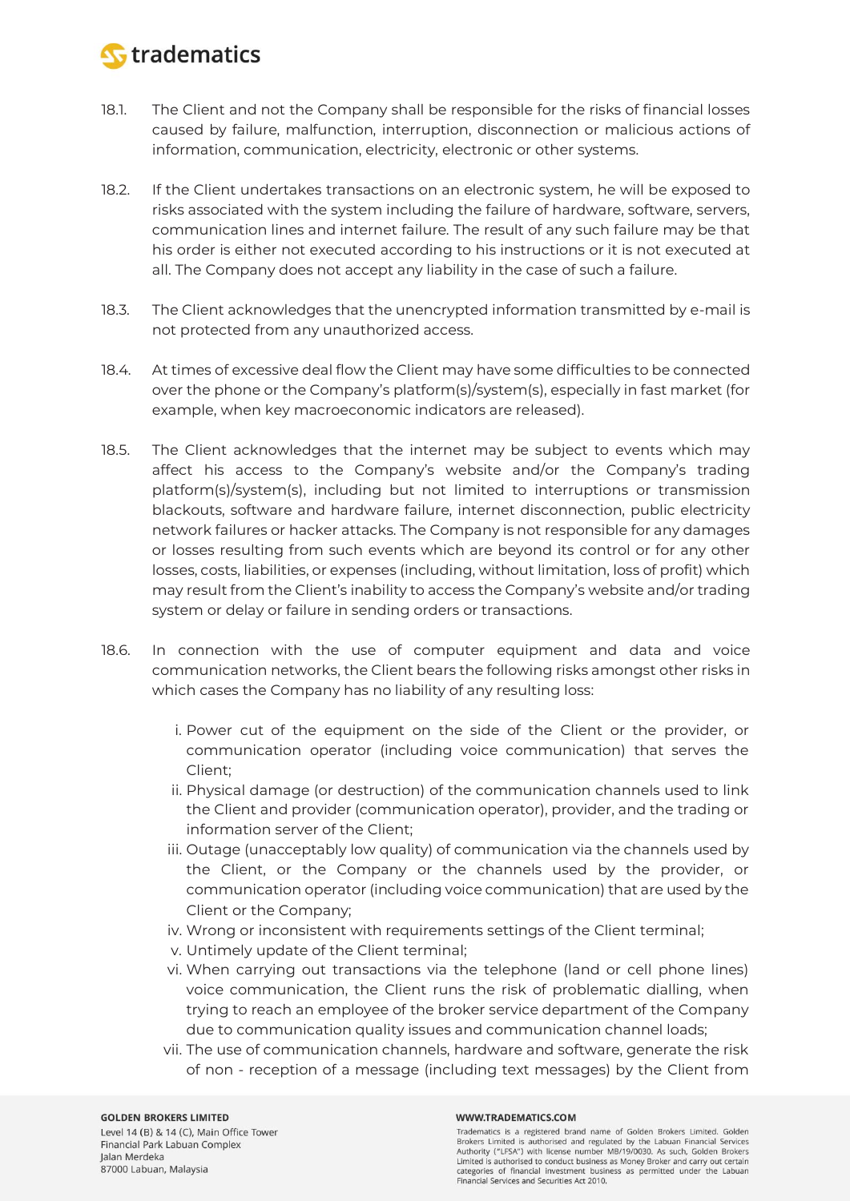18.1. The Client and not the Company shall be responsible for the risks of financial losses caused by failure, malfunction, interruption, disconnection or malicious actions of information, communication, electricity, electronic or other systems.

18.2. If the Client undertakes transactions on an electronic system, he will be exposed to risks associated with the system including the failure of hardware, software, servers, communication lines and internet failure. The result of any such failure may be that his order is either not executed according to his instructions or it is not executed at all. The Company does not accept any liability in the case of such a failure.

18.3. The Client acknowledges that the unencrypted information transmitted by e-mail is not protected from any unauthorized access.

18.4. At times of excessive deal flow the Client may have some difficulties to be connected over the phone or the Company's platform(s)/system(s), especially in fast market (for example, when key macroeconomic indicators are released).

18.5. The Client acknowledges that the internet may be subject to events which may affect his access to the Company's website and/or the Company's trading platform(s)/system(s), including but not limited to interruptions or transmission blackouts, software and hardware failure, internet disconnection, public electricity network failures or hacker attacks. The Company is not responsible for any damages or losses resulting from such events which are beyond its control or for any other losses, costs, liabilities, or expenses (including, without limitation, loss of profit) which may result from the Client's inability to access the Company's website and/or trading system or delay or failure in sending orders or transactions.

18.6. In connection with the use of computer equipment and data and voice communication networks, the Client bears the following risks amongst other risks in which cases the Company has no liability of any resulting loss:

i. Power cut of the equipment on the side of the Client or the provider, or communication operator (including voice communication) that serves the Client;
ii. Physical damage (or destruction) of the communication channels used to link the Client and provider (communication operator), provider, and the trading or information server of the Client;
iii. Outage (unacceptably low quality) of communication via the channels used by the Client, or the Company or the channels used by the provider, or communication operator (including voice communication) that are used by the Client or the Company;
iv. Wrong or inconsistent with requirements settings of the Client terminal;
v. Untimely update of the Client terminal;
vi. When carrying out transactions via the telephone (land or cell phone lines) voice communication, the Client runs the risk of problematic dialling, when trying to reach an employee of the broker service department of the Company due to communication quality issues and communication channel loads;
vii. The use of communication channels, hardware and software, generate the risk of non - reception of a message (including text messages) by the Client from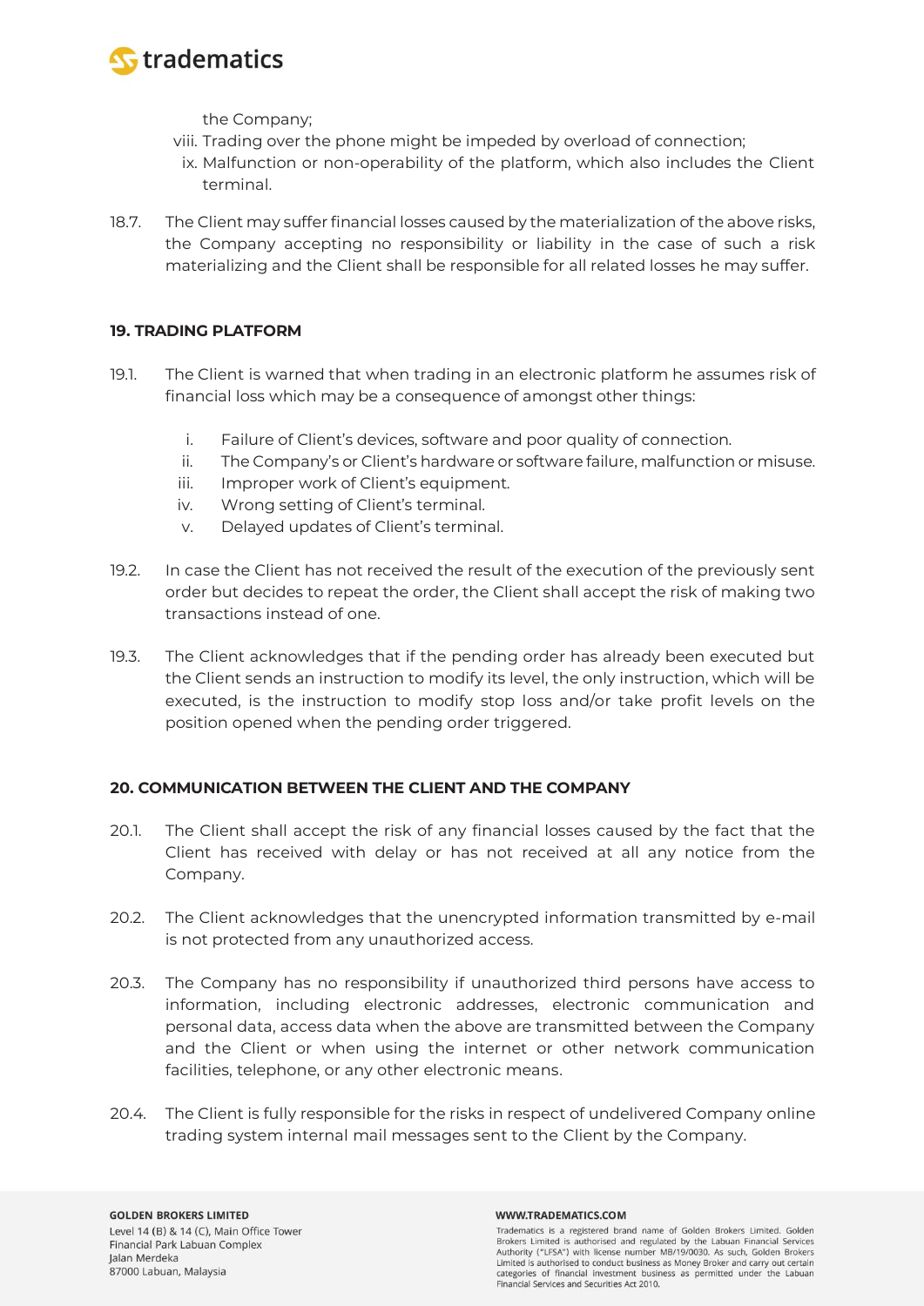the Company;

viii. Trading over the phone might be impeded by overload of connection;

ix. Malfunction or non-operability of the platform, which also includes the Client terminal.

18.7. The Client may suffer financial losses caused by the materialization of the above risks, the Company accepting no responsibility or liability in the case of such a risk materializing and the Client shall be responsible for all related losses he may suffer.

## 19. TRADING PLATFORM

19.1. The Client is warned that when trading in an electronic platform he assumes risk of financial loss which may be a consequence of amongst other things:

i. Failure of Client's devices, software and poor quality of connection.

ii. The Company's or Client's hardware or software failure, malfunction or misuse.

iii. Improper work of Client's equipment.

iv. Wrong setting of Client's terminal.

v. Delayed updates of Client's terminal.

19.2. In case the Client has not received the result of the execution of the previously sent order but decides to repeat the order, the Client shall accept the risk of making two transactions instead of one.

19.3. The Client acknowledges that if the pending order has already been executed but the Client sends an instruction to modify its level, the only instruction, which will be executed, is the instruction to modify stop loss and/or take profit levels on the position opened when the pending order triggered.

## 20. COMMUNICATION BETWEEN THE CLIENT AND THE COMPANY

20.1. The Client shall accept the risk of any financial losses caused by the fact that the Client has received with delay or has not received at all any notice from the Company.

20.2. The Client acknowledges that the unencrypted information transmitted by e-mail is not protected from any unauthorized access.

20.3. The Company has no responsibility if unauthorized third persons have access to information, including electronic addresses, electronic communication and personal data, access data when the above are transmitted between the Company and the Client or when using the internet or other network communication facilities, telephone, or any other electronic means.

20.4. The Client is fully responsible for the risks in respect of undelivered Company online trading system internal mail messages sent to the Client by the Company.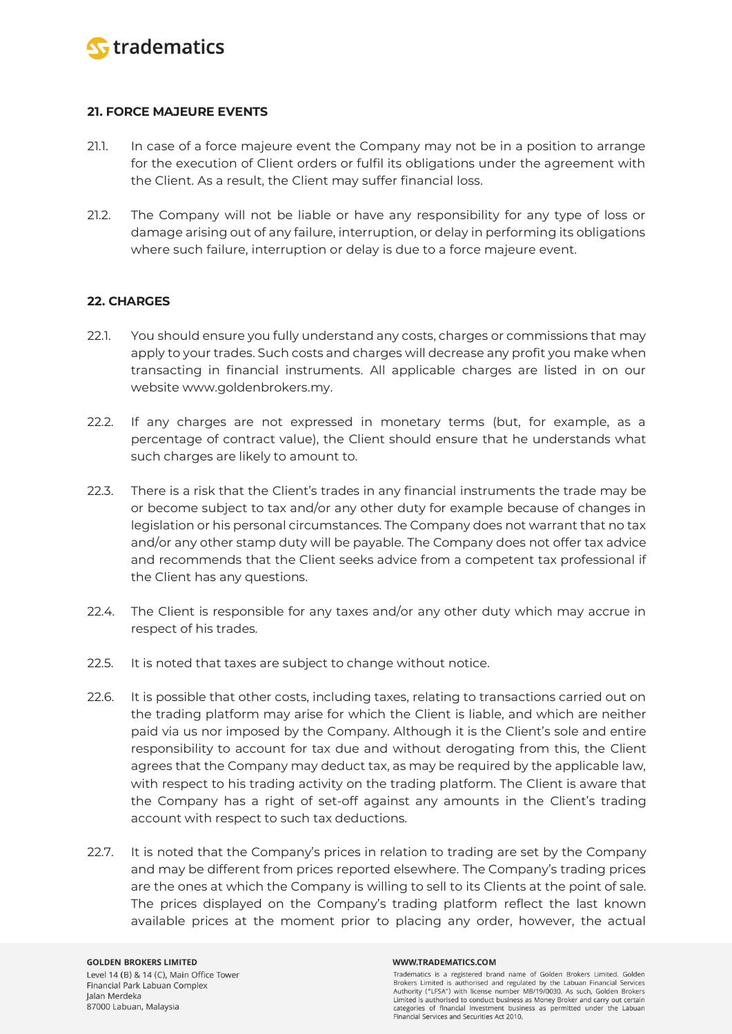## 21. FORCE MAJEURE EVENTS

21.1. In case of a force majeure event the Company may not be in a position to arrange for the execution of Client orders or fulfil its obligations under the agreement with the Client. As a result, the Client may suffer financial loss.

21.2. The Company will not be liable or have any responsibility for any type of loss or damage arising out of any failure, interruption, or delay in performing its obligations where such failure, interruption or delay is due to a force majeure event.

## 22. CHARGES

22.1. You should ensure you fully understand any costs, charges or commissions that may apply to your trades. Such costs and charges will decrease any profit you make when transacting in financial instruments. All applicable charges are listed in on our website www.goldenbrokers.my.

22.2. If any charges are not expressed in monetary terms (but, for example, as a percentage of contract value), the Client should ensure that he understands what such charges are likely to amount to.

22.3. There is a risk that the Client's trades in any financial instruments the trade may be or become subject to tax and/or any other duty for example because of changes in legislation or his personal circumstances. The Company does not warrant that no tax and/or any other stamp duty will be payable. The Company does not offer tax advice and recommends that the Client seeks advice from a competent tax professional if the Client has any questions.

22.4. The Client is responsible for any taxes and/or any other duty which may accrue in respect of his trades.

22.5. It is noted that taxes are subject to change without notice.

22.6. It is possible that other costs, including taxes, relating to transactions carried out on the trading platform may arise for which the Client is liable, and which are neither paid via us nor imposed by the Company. Although it is the Client's sole and entire responsibility to account for tax due and without derogating from this, the Client agrees that the Company may deduct tax, as may be required by the applicable law, with respect to his trading activity on the trading platform. The Client is aware that the Company has a right of set-off against any amounts in the Client's trading account with respect to such tax deductions.

22.7. It is noted that the Company's prices in relation to trading are set by the Company and may be different from prices reported elsewhere. The Company's trading prices are the ones at which the Company is willing to sell to its Clients at the point of sale. The prices displayed on the Company's trading platform reflect the last known available prices at the moment prior to placing any order, however, the actual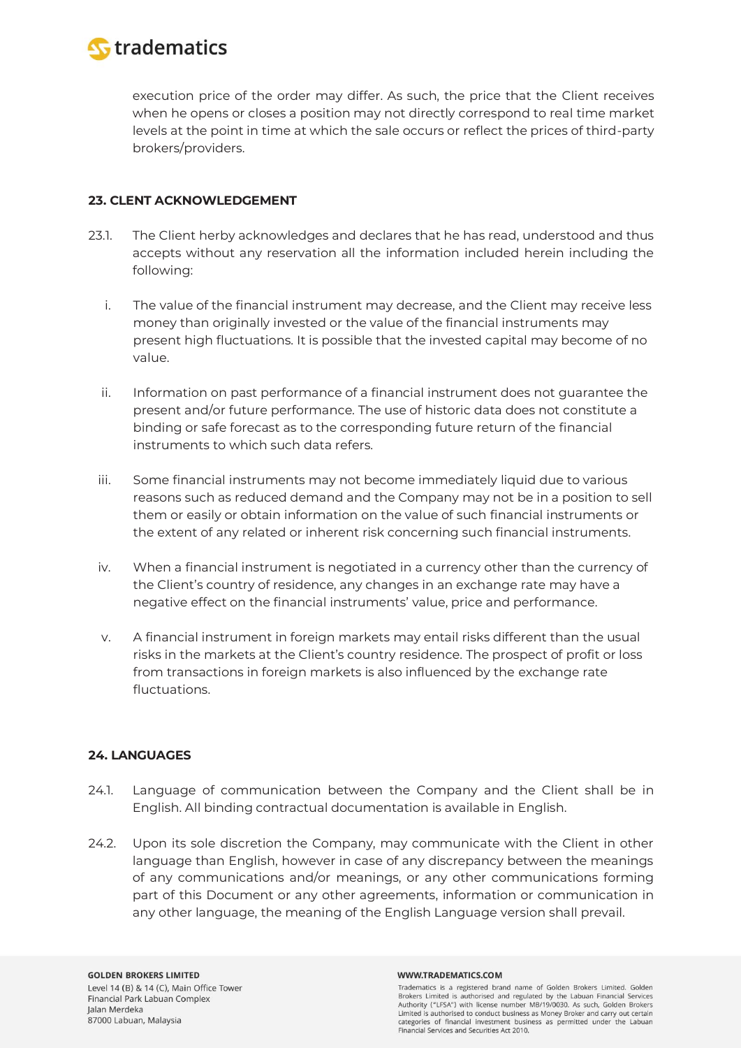execution price of the order may differ. As such, the price that the Client receives when he opens or closes a position may not directly correspond to real time market levels at the point in time at which the sale occurs or reflect the prices of third-party brokers/providers.

### 23. CLENT ACKNOWLEDGEMENT

23.1. The Client herby acknowledges and declares that he has read, understood and thus accepts without any reservation all the information included herein including the following:

i. The value of the financial instrument may decrease, and the Client may receive less money than originally invested or the value of the financial instruments may present high fluctuations. It is possible that the invested capital may become of no value.

ii. Information on past performance of a financial instrument does not guarantee the present and/or future performance. The use of historic data does not constitute a binding or safe forecast as to the corresponding future return of the financial instruments to which such data refers.

iii. Some financial instruments may not become immediately liquid due to various reasons such as reduced demand and the Company may not be in a position to sell them or easily or obtain information on the value of such financial instruments or the extent of any related or inherent risk concerning such financial instruments.

iv. When a financial instrument is negotiated in a currency other than the currency of the Client's country of residence, any changes in an exchange rate may have a negative effect on the financial instruments' value, price and performance.

v. A financial instrument in foreign markets may entail risks different than the usual risks in the markets at the Client's country residence. The prospect of profit or loss from transactions in foreign markets is also influenced by the exchange rate fluctuations.

### 24. LANGUAGES

24.1. Language of communication between the Company and the Client shall be in English. All binding contractual documentation is available in English.

24.2. Upon its sole discretion the Company, may communicate with the Client in other language than English, however in case of any discrepancy between the meanings of any communications and/or meanings, or any other communications forming part of this Document or any other agreements, information or communication in any other language, the meaning of the English Language version shall prevail.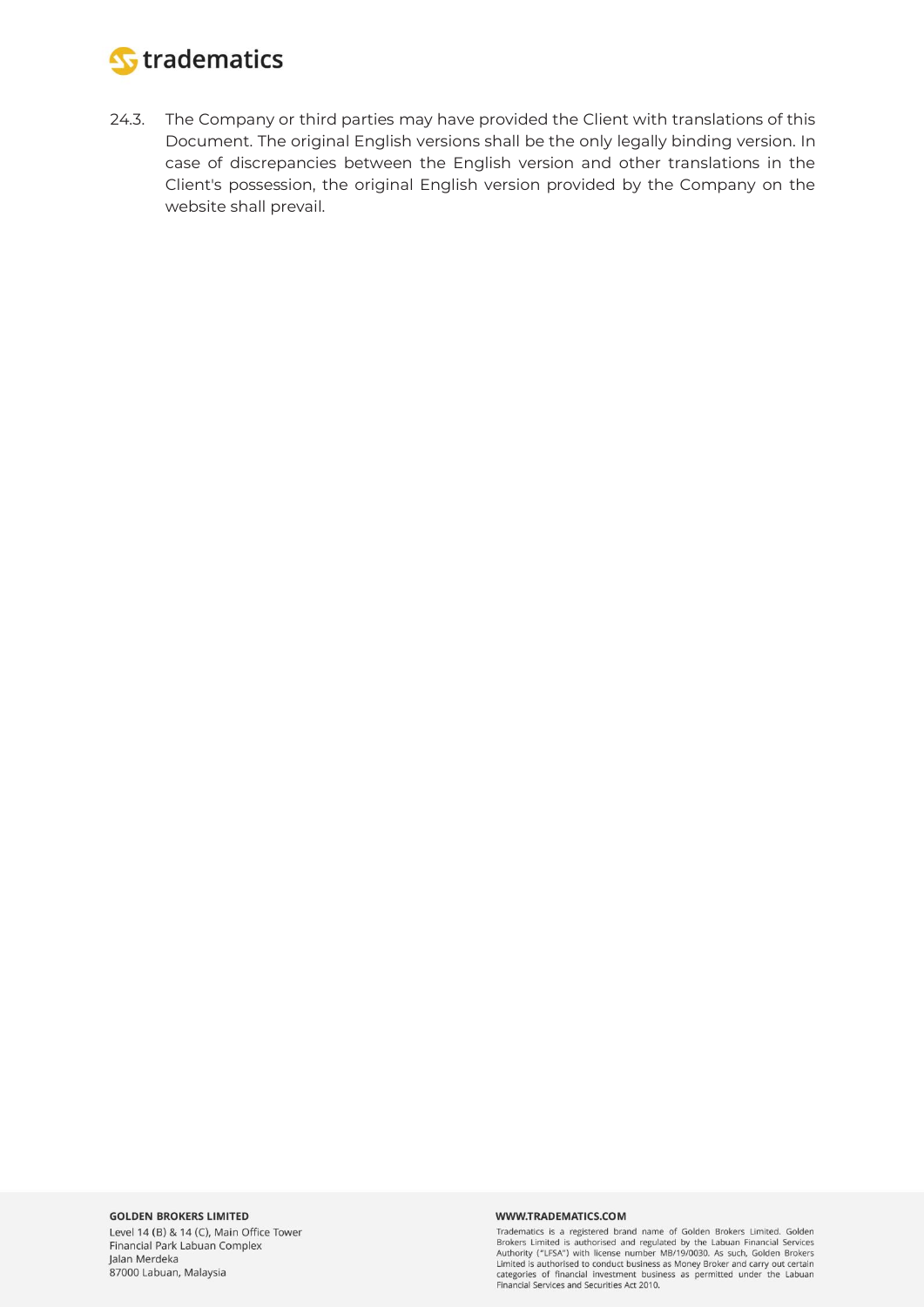24.3. The Company or third parties may have provided the Client with translations of this Document. The original English versions shall be the only legally binding version. In case of discrepancies between the English version and other translations in the Client's possession, the original English version provided by the Company on the website shall prevail.